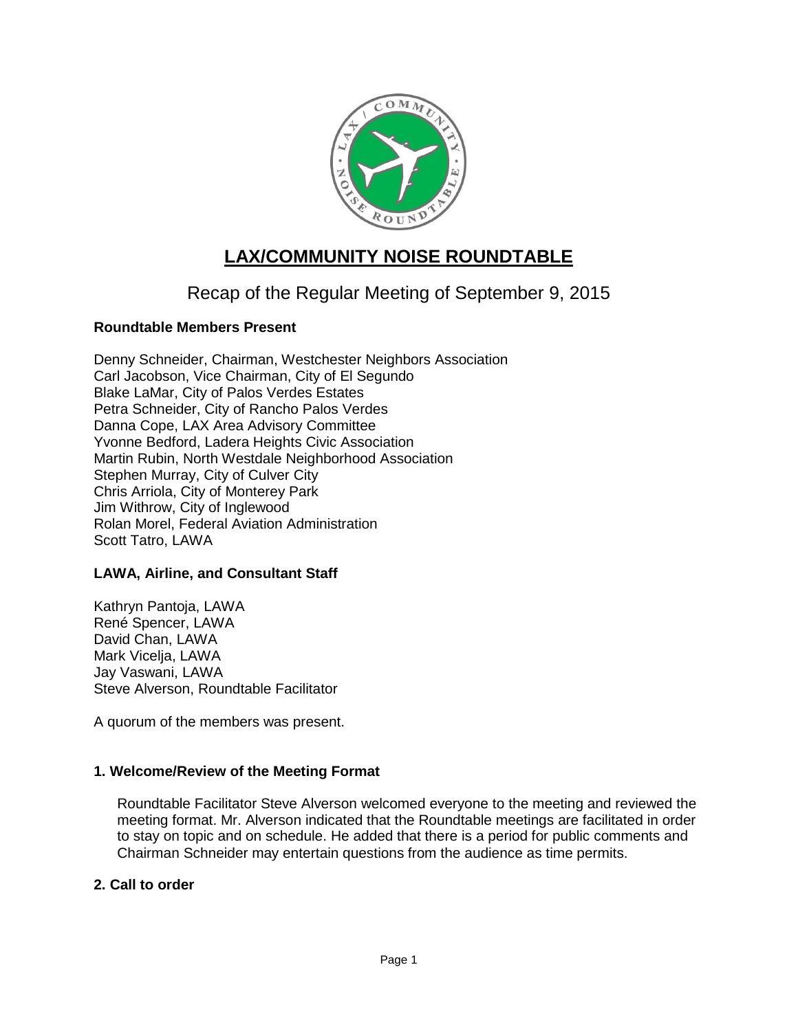# LAX/COMMUNITY NOISE ROUNDTABLE

## Recap of the Regular Meeting of September 9, 2015

### Roundtable Members Present

Denny Schneider, Chairman, Westchester Neighbors Association
Carl Jacobson, Vice Chairman, City of El Segundo
Blake LaMar, City of Palos Verdes Estates
Petra Schneider, City of Rancho Palos Verdes
Danna Cope, LAX Area Advisory Committee
Yvonne Bedford, Ladera Heights Civic Association
Martin Rubin, North Westdale Neighborhood Association
Stephen Murray, City of Culver City
Chris Arriola, City of Monterey Park
Jim Withrow, City of Inglewood
Rolan Morel, Federal Aviation Administration
Scott Tatro, LAWA

### LAWA, Airline, and Consultant Staff

Kathryn Pantoja, LAWA
René Spencer, LAWA
David Chan, LAWA
Mark Vicelja, LAWA
Jay Vaswani, LAWA
Steve Alverson, Roundtable Facilitator

A quorum of the members was present.

### 1. Welcome/Review of the Meeting Format

Roundtable Facilitator Steve Alverson welcomed everyone to the meeting and reviewed the meeting format. Mr. Alverson indicated that the Roundtable meetings are facilitated in order to stay on topic and on schedule. He added that there is a period for public comments and Chairman Schneider may entertain questions from the audience as time permits.

### 2. Call to order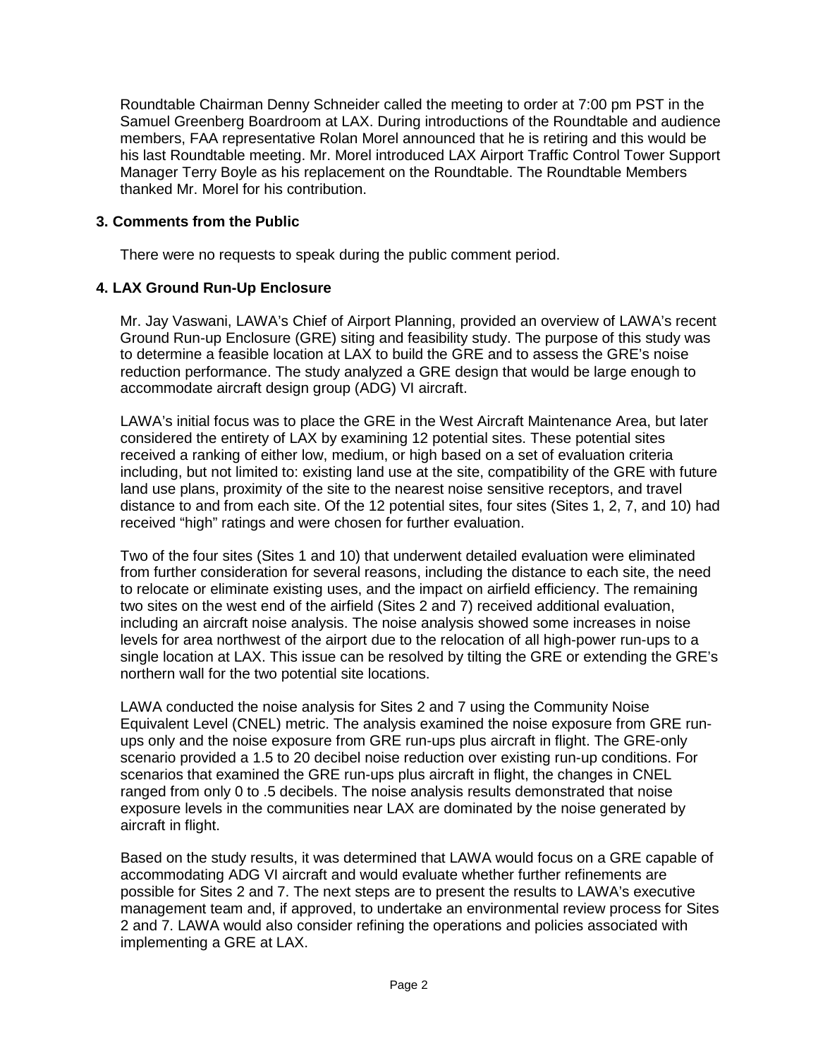Roundtable Chairman Denny Schneider called the meeting to order at 7:00 pm PST in the Samuel Greenberg Boardroom at LAX. During introductions of the Roundtable and audience members, FAA representative Rolan Morel announced that he is retiring and this would be his last Roundtable meeting. Mr. Morel introduced LAX Airport Traffic Control Tower Support Manager Terry Boyle as his replacement on the Roundtable. The Roundtable Members thanked Mr. Morel for his contribution.

### 3. Comments from the Public

There were no requests to speak during the public comment period.

### 4. LAX Ground Run-Up Enclosure

Mr. Jay Vaswani, LAWA's Chief of Airport Planning, provided an overview of LAWA's recent Ground Run-up Enclosure (GRE) siting and feasibility study. The purpose of this study was to determine a feasible location at LAX to build the GRE and to assess the GRE's noise reduction performance. The study analyzed a GRE design that would be large enough to accommodate aircraft design group (ADG) VI aircraft.

LAWA's initial focus was to place the GRE in the West Aircraft Maintenance Area, but later considered the entirety of LAX by examining 12 potential sites. These potential sites received a ranking of either low, medium, or high based on a set of evaluation criteria including, but not limited to: existing land use at the site, compatibility of the GRE with future land use plans, proximity of the site to the nearest noise sensitive receptors, and travel distance to and from each site. Of the 12 potential sites, four sites (Sites 1, 2, 7, and 10) had received "high" ratings and were chosen for further evaluation.

Two of the four sites (Sites 1 and 10) that underwent detailed evaluation were eliminated from further consideration for several reasons, including the distance to each site, the need to relocate or eliminate existing uses, and the impact on airfield efficiency. The remaining two sites on the west end of the airfield (Sites 2 and 7) received additional evaluation, including an aircraft noise analysis. The noise analysis showed some increases in noise levels for area northwest of the airport due to the relocation of all high-power run-ups to a single location at LAX. This issue can be resolved by tilting the GRE or extending the GRE's northern wall for the two potential site locations.

LAWA conducted the noise analysis for Sites 2 and 7 using the Community Noise Equivalent Level (CNEL) metric. The analysis examined the noise exposure from GRE run-ups only and the noise exposure from GRE run-ups plus aircraft in flight. The GRE-only scenario provided a 1.5 to 20 decibel noise reduction over existing run-up conditions. For scenarios that examined the GRE run-ups plus aircraft in flight, the changes in CNEL ranged from only 0 to .5 decibels. The noise analysis results demonstrated that noise exposure levels in the communities near LAX are dominated by the noise generated by aircraft in flight.

Based on the study results, it was determined that LAWA would focus on a GRE capable of accommodating ADG VI aircraft and would evaluate whether further refinements are possible for Sites 2 and 7. The next steps are to present the results to LAWA's executive management team and, if approved, to undertake an environmental review process for Sites 2 and 7. LAWA would also consider refining the operations and policies associated with implementing a GRE at LAX.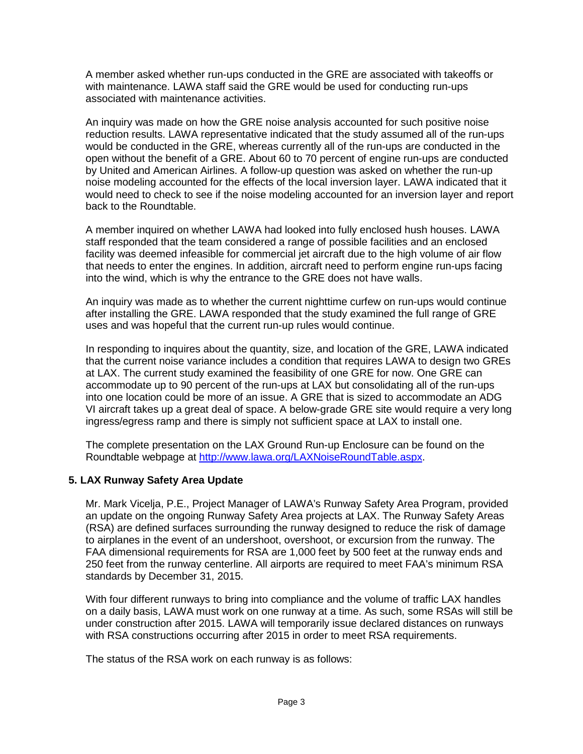A member asked whether run-ups conducted in the GRE are associated with takeoffs or with maintenance. LAWA staff said the GRE would be used for conducting run-ups associated with maintenance activities.

An inquiry was made on how the GRE noise analysis accounted for such positive noise reduction results. LAWA representative indicated that the study assumed all of the run-ups would be conducted in the GRE, whereas currently all of the run-ups are conducted in the open without the benefit of a GRE. About 60 to 70 percent of engine run-ups are conducted by United and American Airlines. A follow-up question was asked on whether the run-up noise modeling accounted for the effects of the local inversion layer. LAWA indicated that it would need to check to see if the noise modeling accounted for an inversion layer and report back to the Roundtable.

A member inquired on whether LAWA had looked into fully enclosed hush houses. LAWA staff responded that the team considered a range of possible facilities and an enclosed facility was deemed infeasible for commercial jet aircraft due to the high volume of air flow that needs to enter the engines. In addition, aircraft need to perform engine run-ups facing into the wind, which is why the entrance to the GRE does not have walls.

An inquiry was made as to whether the current nighttime curfew on run-ups would continue after installing the GRE. LAWA responded that the study examined the full range of GRE uses and was hopeful that the current run-up rules would continue.

In responding to inquires about the quantity, size, and location of the GRE, LAWA indicated that the current noise variance includes a condition that requires LAWA to design two GREs at LAX. The current study examined the feasibility of one GRE for now. One GRE can accommodate up to 90 percent of the run-ups at LAX but consolidating all of the run-ups into one location could be more of an issue. A GRE that is sized to accommodate an ADG VI aircraft takes up a great deal of space. A below-grade GRE site would require a very long ingress/egress ramp and there is simply not sufficient space at LAX to install one.

The complete presentation on the LAX Ground Run-up Enclosure can be found on the Roundtable webpage at http://www.lawa.org/LAXNoiseRoundTable.aspx.

## 5. LAX Runway Safety Area Update

Mr. Mark Vicelja, P.E., Project Manager of LAWA's Runway Safety Area Program, provided an update on the ongoing Runway Safety Area projects at LAX. The Runway Safety Areas (RSA) are defined surfaces surrounding the runway designed to reduce the risk of damage to airplanes in the event of an undershoot, overshoot, or excursion from the runway. The FAA dimensional requirements for RSA are 1,000 feet by 500 feet at the runway ends and 250 feet from the runway centerline. All airports are required to meet FAA's minimum RSA standards by December 31, 2015.

With four different runways to bring into compliance and the volume of traffic LAX handles on a daily basis, LAWA must work on one runway at a time. As such, some RSAs will still be under construction after 2015. LAWA will temporarily issue declared distances on runways with RSA constructions occurring after 2015 in order to meet RSA requirements.

The status of the RSA work on each runway is as follows: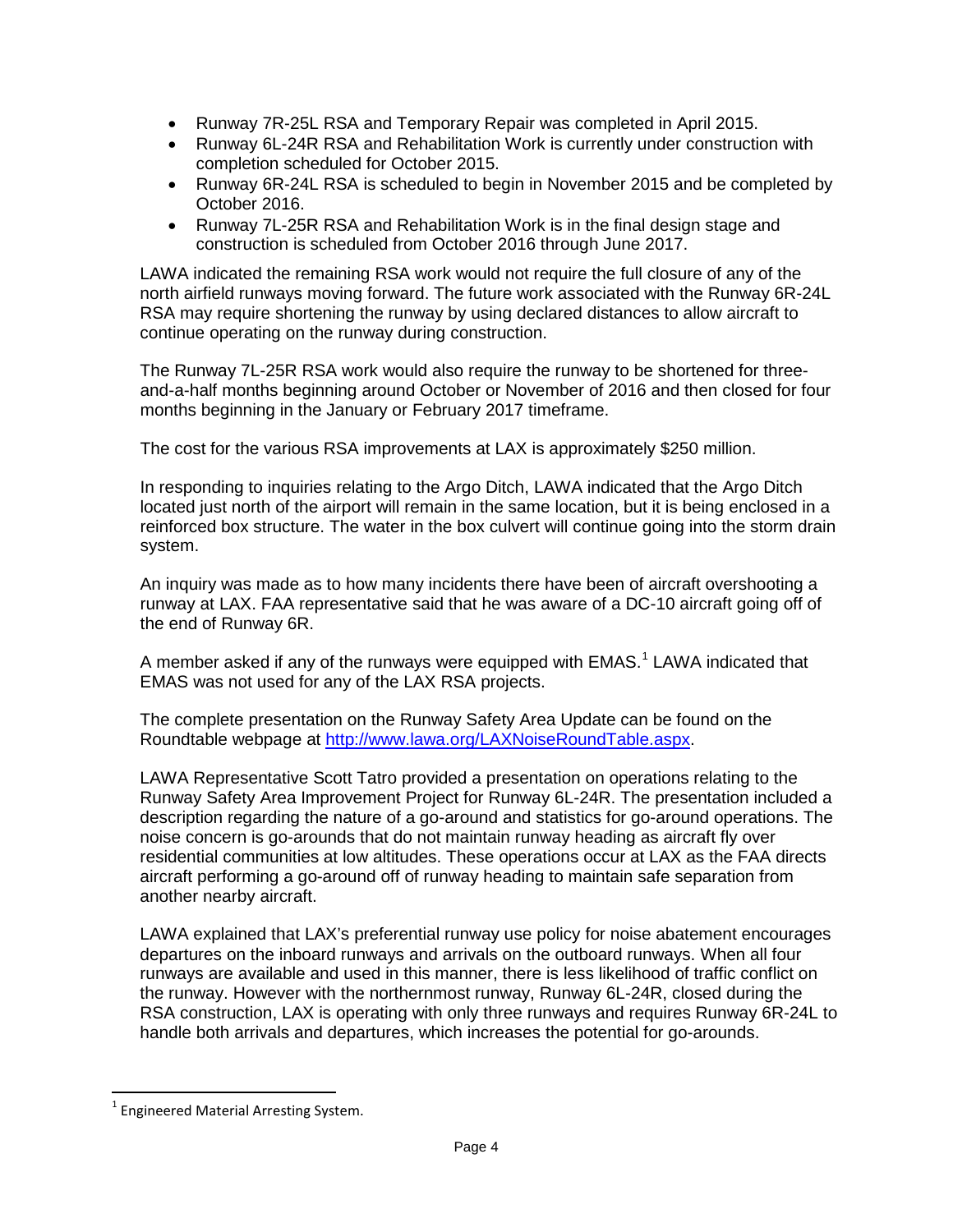- Runway 7R-25L RSA and Temporary Repair was completed in April 2015.
- Runway 6L-24R RSA and Rehabilitation Work is currently under construction with completion scheduled for October 2015.
- Runway 6R-24L RSA is scheduled to begin in November 2015 and be completed by October 2016.
- Runway 7L-25R RSA and Rehabilitation Work is in the final design stage and construction is scheduled from October 2016 through June 2017.

LAWA indicated the remaining RSA work would not require the full closure of any of the north airfield runways moving forward. The future work associated with the Runway 6R-24L RSA may require shortening the runway by using declared distances to allow aircraft to continue operating on the runway during construction.

The Runway 7L-25R RSA work would also require the runway to be shortened for three-and-a-half months beginning around October or November of 2016 and then closed for four months beginning in the January or February 2017 timeframe.

The cost for the various RSA improvements at LAX is approximately $250 million.

In responding to inquiries relating to the Argo Ditch, LAWA indicated that the Argo Ditch located just north of the airport will remain in the same location, but it is being enclosed in a reinforced box structure. The water in the box culvert will continue going into the storm drain system.

An inquiry was made as to how many incidents there have been of aircraft overshooting a runway at LAX. FAA representative said that he was aware of a DC-10 aircraft going off of the end of Runway 6R.

A member asked if any of the runways were equipped with EMAS.[1] LAWA indicated that EMAS was not used for any of the LAX RSA projects.

The complete presentation on the Runway Safety Area Update can be found on the Roundtable webpage at http://www.lawa.org/LAXNoiseRoundTable.aspx.

LAWA Representative Scott Tatro provided a presentation on operations relating to the Runway Safety Area Improvement Project for Runway 6L-24R. The presentation included a description regarding the nature of a go-around and statistics for go-around operations. The noise concern is go-arounds that do not maintain runway heading as aircraft fly over residential communities at low altitudes. These operations occur at LAX as the FAA directs aircraft performing a go-around off of runway heading to maintain safe separation from another nearby aircraft.

LAWA explained that LAX's preferential runway use policy for noise abatement encourages departures on the inboard runways and arrivals on the outboard runways. When all four runways are available and used in this manner, there is less likelihood of traffic conflict on the runway. However with the northernmost runway, Runway 6L-24R, closed during the RSA construction, LAX is operating with only three runways and requires Runway 6R-24L to handle both arrivals and departures, which increases the potential for go-arounds.

[1] Engineered Material Arresting System.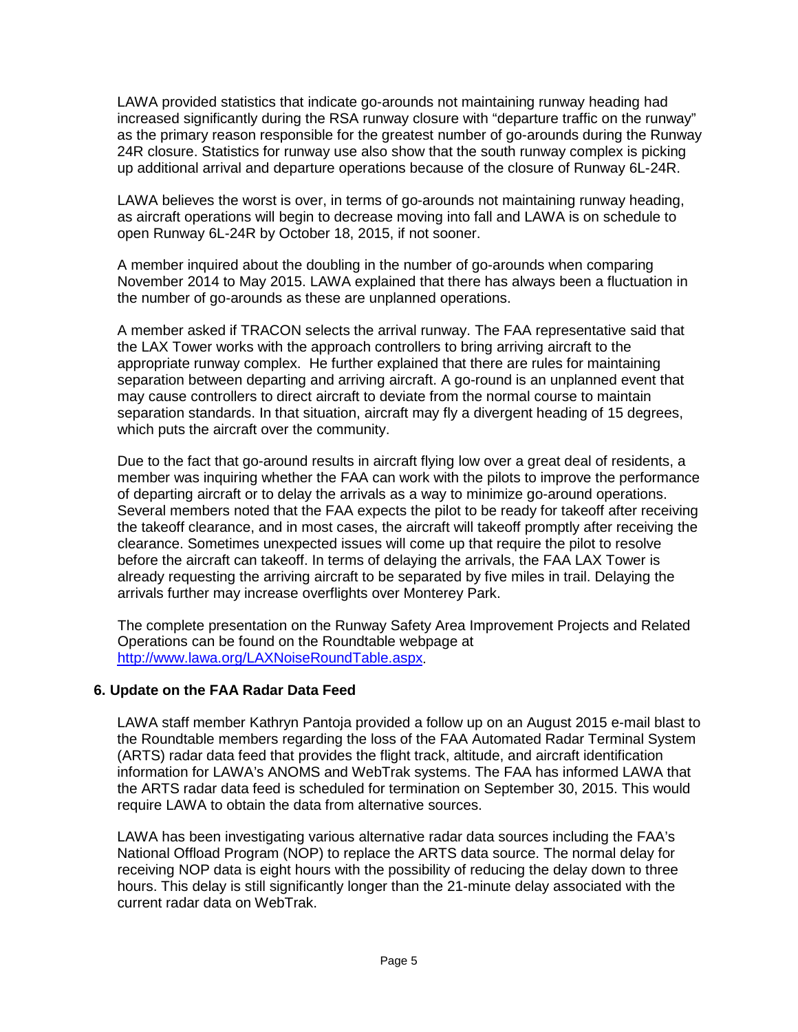LAWA provided statistics that indicate go-arounds not maintaining runway heading had increased significantly during the RSA runway closure with "departure traffic on the runway" as the primary reason responsible for the greatest number of go-arounds during the Runway 24R closure. Statistics for runway use also show that the south runway complex is picking up additional arrival and departure operations because of the closure of Runway 6L-24R.

LAWA believes the worst is over, in terms of go-arounds not maintaining runway heading, as aircraft operations will begin to decrease moving into fall and LAWA is on schedule to open Runway 6L-24R by October 18, 2015, if not sooner.

A member inquired about the doubling in the number of go-arounds when comparing November 2014 to May 2015. LAWA explained that there has always been a fluctuation in the number of go-arounds as these are unplanned operations.

A member asked if TRACON selects the arrival runway. The FAA representative said that the LAX Tower works with the approach controllers to bring arriving aircraft to the appropriate runway complex. He further explained that there are rules for maintaining separation between departing and arriving aircraft. A go-round is an unplanned event that may cause controllers to direct aircraft to deviate from the normal course to maintain separation standards. In that situation, aircraft may fly a divergent heading of 15 degrees, which puts the aircraft over the community.

Due to the fact that go-around results in aircraft flying low over a great deal of residents, a member was inquiring whether the FAA can work with the pilots to improve the performance of departing aircraft or to delay the arrivals as a way to minimize go-around operations. Several members noted that the FAA expects the pilot to be ready for takeoff after receiving the takeoff clearance, and in most cases, the aircraft will takeoff promptly after receiving the clearance. Sometimes unexpected issues will come up that require the pilot to resolve before the aircraft can takeoff. In terms of delaying the arrivals, the FAA LAX Tower is already requesting the arriving aircraft to be separated by five miles in trail. Delaying the arrivals further may increase overflights over Monterey Park.

The complete presentation on the Runway Safety Area Improvement Projects and Related Operations can be found on the Roundtable webpage at [http://www.lawa.org/LAXNoiseRoundTable.aspx](http://www.lawa.org/LAXNoiseRoundTable.aspx).

## 6. Update on the FAA Radar Data Feed

LAWA staff member Kathryn Pantoja provided a follow up on an August 2015 e-mail blast to the Roundtable members regarding the loss of the FAA Automated Radar Terminal System (ARTS) radar data feed that provides the flight track, altitude, and aircraft identification information for LAWA's ANOMS and WebTrak systems. The FAA has informed LAWA that the ARTS radar data feed is scheduled for termination on September 30, 2015. This would require LAWA to obtain the data from alternative sources.

LAWA has been investigating various alternative radar data sources including the FAA's National Offload Program (NOP) to replace the ARTS data source. The normal delay for receiving NOP data is eight hours with the possibility of reducing the delay down to three hours. This delay is still significantly longer than the 21-minute delay associated with the current radar data on WebTrak.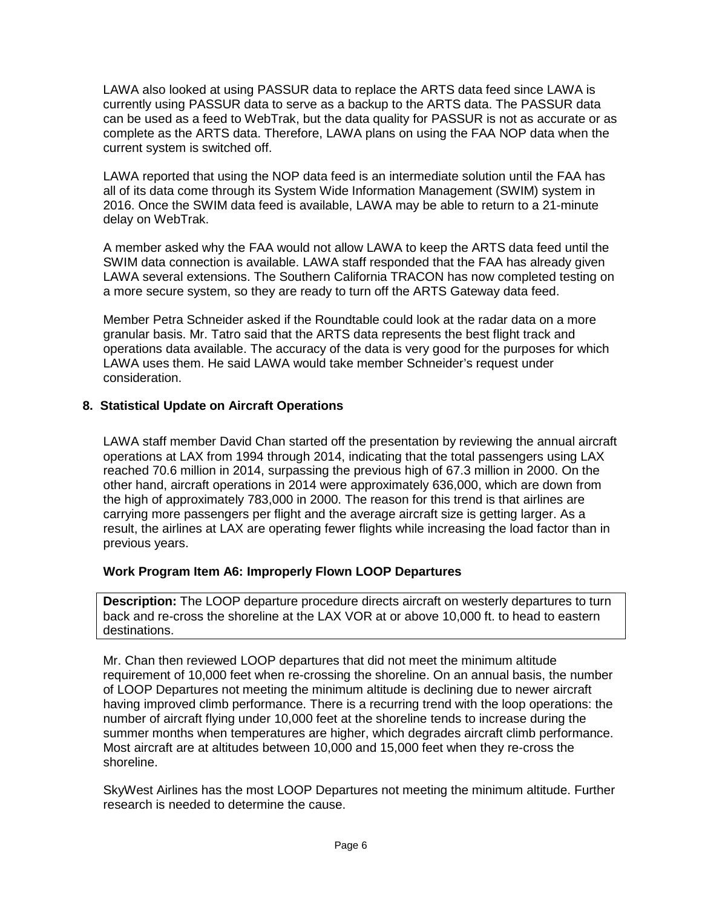LAWA also looked at using PASSUR data to replace the ARTS data feed since LAWA is currently using PASSUR data to serve as a backup to the ARTS data. The PASSUR data can be used as a feed to WebTrak, but the data quality for PASSUR is not as accurate or as complete as the ARTS data. Therefore, LAWA plans on using the FAA NOP data when the current system is switched off.

LAWA reported that using the NOP data feed is an intermediate solution until the FAA has all of its data come through its System Wide Information Management (SWIM) system in 2016. Once the SWIM data feed is available, LAWA may be able to return to a 21-minute delay on WebTrak.

A member asked why the FAA would not allow LAWA to keep the ARTS data feed until the SWIM data connection is available. LAWA staff responded that the FAA has already given LAWA several extensions. The Southern California TRACON has now completed testing on a more secure system, so they are ready to turn off the ARTS Gateway data feed.

Member Petra Schneider asked if the Roundtable could look at the radar data on a more granular basis. Mr. Tatro said that the ARTS data represents the best flight track and operations data available. The accuracy of the data is very good for the purposes for which LAWA uses them. He said LAWA would take member Schneider's request under consideration.

## 8. Statistical Update on Aircraft Operations

LAWA staff member David Chan started off the presentation by reviewing the annual aircraft operations at LAX from 1994 through 2014, indicating that the total passengers using LAX reached 70.6 million in 2014, surpassing the previous high of 67.3 million in 2000. On the other hand, aircraft operations in 2014 were approximately 636,000, which are down from the high of approximately 783,000 in 2000. The reason for this trend is that airlines are carrying more passengers per flight and the average aircraft size is getting larger. As a result, the airlines at LAX are operating fewer flights while increasing the load factor than in previous years.

### Work Program Item A6: Improperly Flown LOOP Departures

**Description:** The LOOP departure procedure directs aircraft on westerly departures to turn back and re-cross the shoreline at the LAX VOR at or above 10,000 ft. to head to eastern destinations.

Mr. Chan then reviewed LOOP departures that did not meet the minimum altitude requirement of 10,000 feet when re-crossing the shoreline. On an annual basis, the number of LOOP Departures not meeting the minimum altitude is declining due to newer aircraft having improved climb performance. There is a recurring trend with the loop operations: the number of aircraft flying under 10,000 feet at the shoreline tends to increase during the summer months when temperatures are higher, which degrades aircraft climb performance. Most aircraft are at altitudes between 10,000 and 15,000 feet when they re-cross the shoreline.

SkyWest Airlines has the most LOOP Departures not meeting the minimum altitude. Further research is needed to determine the cause.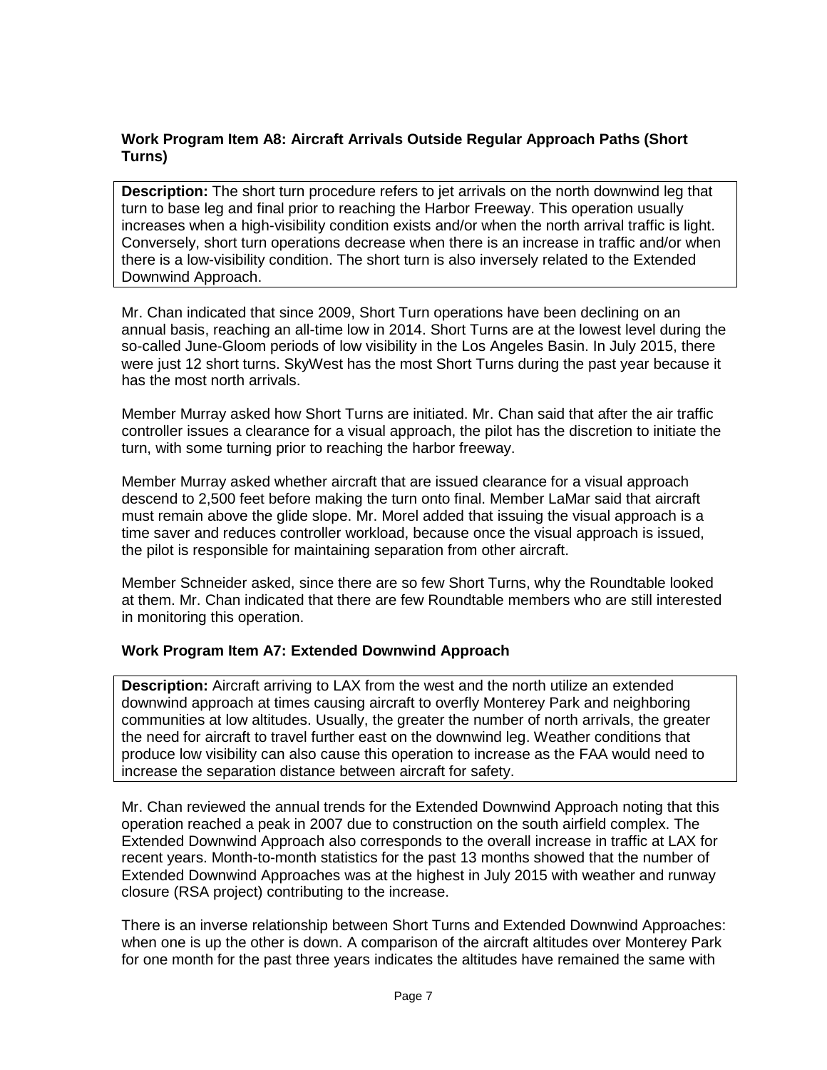### Work Program Item A8: Aircraft Arrivals Outside Regular Approach Paths (Short Turns)

**Description:** The short turn procedure refers to jet arrivals on the north downwind leg that turn to base leg and final prior to reaching the Harbor Freeway. This operation usually increases when a high-visibility condition exists and/or when the north arrival traffic is light. Conversely, short turn operations decrease when there is an increase in traffic and/or when there is a low-visibility condition. The short turn is also inversely related to the Extended Downwind Approach.

Mr. Chan indicated that since 2009, Short Turn operations have been declining on an annual basis, reaching an all-time low in 2014. Short Turns are at the lowest level during the so-called June-Gloom periods of low visibility in the Los Angeles Basin. In July 2015, there were just 12 short turns. SkyWest has the most Short Turns during the past year because it has the most north arrivals.

Member Murray asked how Short Turns are initiated. Mr. Chan said that after the air traffic controller issues a clearance for a visual approach, the pilot has the discretion to initiate the turn, with some turning prior to reaching the harbor freeway.

Member Murray asked whether aircraft that are issued clearance for a visual approach descend to 2,500 feet before making the turn onto final. Member LaMar said that aircraft must remain above the glide slope. Mr. Morel added that issuing the visual approach is a time saver and reduces controller workload, because once the visual approach is issued, the pilot is responsible for maintaining separation from other aircraft.

Member Schneider asked, since there are so few Short Turns, why the Roundtable looked at them. Mr. Chan indicated that there are few Roundtable members who are still interested in monitoring this operation.

### Work Program Item A7: Extended Downwind Approach

**Description:** Aircraft arriving to LAX from the west and the north utilize an extended downwind approach at times causing aircraft to overfly Monterey Park and neighboring communities at low altitudes. Usually, the greater the number of north arrivals, the greater the need for aircraft to travel further east on the downwind leg. Weather conditions that produce low visibility can also cause this operation to increase as the FAA would need to increase the separation distance between aircraft for safety.

Mr. Chan reviewed the annual trends for the Extended Downwind Approach noting that this operation reached a peak in 2007 due to construction on the south airfield complex. The Extended Downwind Approach also corresponds to the overall increase in traffic at LAX for recent years. Month-to-month statistics for the past 13 months showed that the number of Extended Downwind Approaches was at the highest in July 2015 with weather and runway closure (RSA project) contributing to the increase.

There is an inverse relationship between Short Turns and Extended Downwind Approaches: when one is up the other is down. A comparison of the aircraft altitudes over Monterey Park for one month for the past three years indicates the altitudes have remained the same with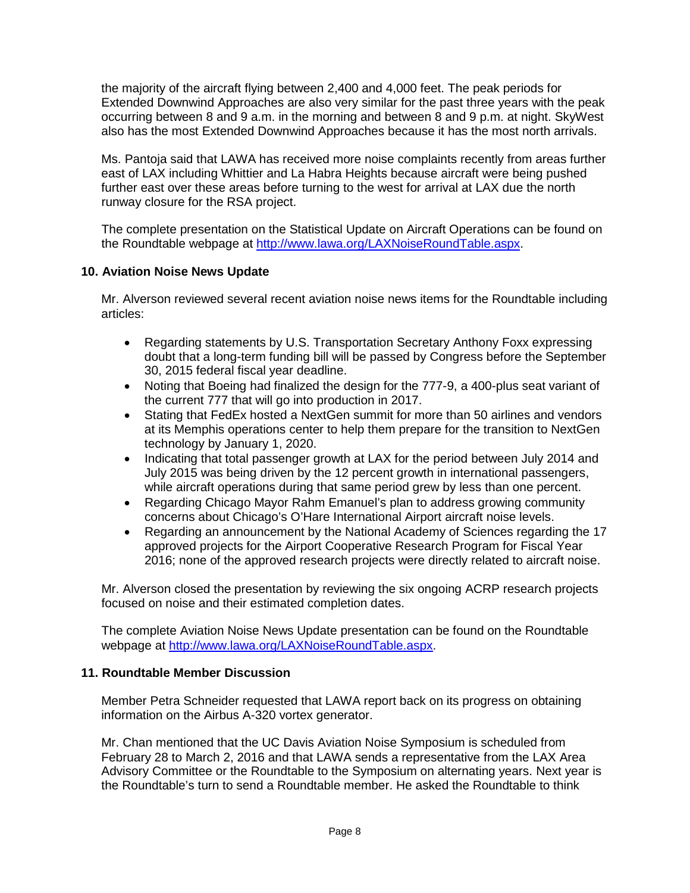the majority of the aircraft flying between 2,400 and 4,000 feet. The peak periods for Extended Downwind Approaches are also very similar for the past three years with the peak occurring between 8 and 9 a.m. in the morning and between 8 and 9 p.m. at night. SkyWest also has the most Extended Downwind Approaches because it has the most north arrivals.

Ms. Pantoja said that LAWA has received more noise complaints recently from areas further east of LAX including Whittier and La Habra Heights because aircraft were being pushed further east over these areas before turning to the west for arrival at LAX due the north runway closure for the RSA project.

The complete presentation on the Statistical Update on Aircraft Operations can be found on the Roundtable webpage at http://www.lawa.org/LAXNoiseRoundTable.aspx.

### 10. Aviation Noise News Update

Mr. Alverson reviewed several recent aviation noise news items for the Roundtable including articles:

- Regarding statements by U.S. Transportation Secretary Anthony Foxx expressing doubt that a long-term funding bill will be passed by Congress before the September 30, 2015 federal fiscal year deadline.
- Noting that Boeing had finalized the design for the 777-9, a 400-plus seat variant of the current 777 that will go into production in 2017.
- Stating that FedEx hosted a NextGen summit for more than 50 airlines and vendors at its Memphis operations center to help them prepare for the transition to NextGen technology by January 1, 2020.
- Indicating that total passenger growth at LAX for the period between July 2014 and July 2015 was being driven by the 12 percent growth in international passengers, while aircraft operations during that same period grew by less than one percent.
- Regarding Chicago Mayor Rahm Emanuel's plan to address growing community concerns about Chicago's O'Hare International Airport aircraft noise levels.
- Regarding an announcement by the National Academy of Sciences regarding the 17 approved projects for the Airport Cooperative Research Program for Fiscal Year 2016; none of the approved research projects were directly related to aircraft noise.

Mr. Alverson closed the presentation by reviewing the six ongoing ACRP research projects focused on noise and their estimated completion dates.

The complete Aviation Noise News Update presentation can be found on the Roundtable webpage at http://www.lawa.org/LAXNoiseRoundTable.aspx.

### 11. Roundtable Member Discussion

Member Petra Schneider requested that LAWA report back on its progress on obtaining information on the Airbus A-320 vortex generator.

Mr. Chan mentioned that the UC Davis Aviation Noise Symposium is scheduled from February 28 to March 2, 2016 and that LAWA sends a representative from the LAX Area Advisory Committee or the Roundtable to the Symposium on alternating years. Next year is the Roundtable's turn to send a Roundtable member. He asked the Roundtable to think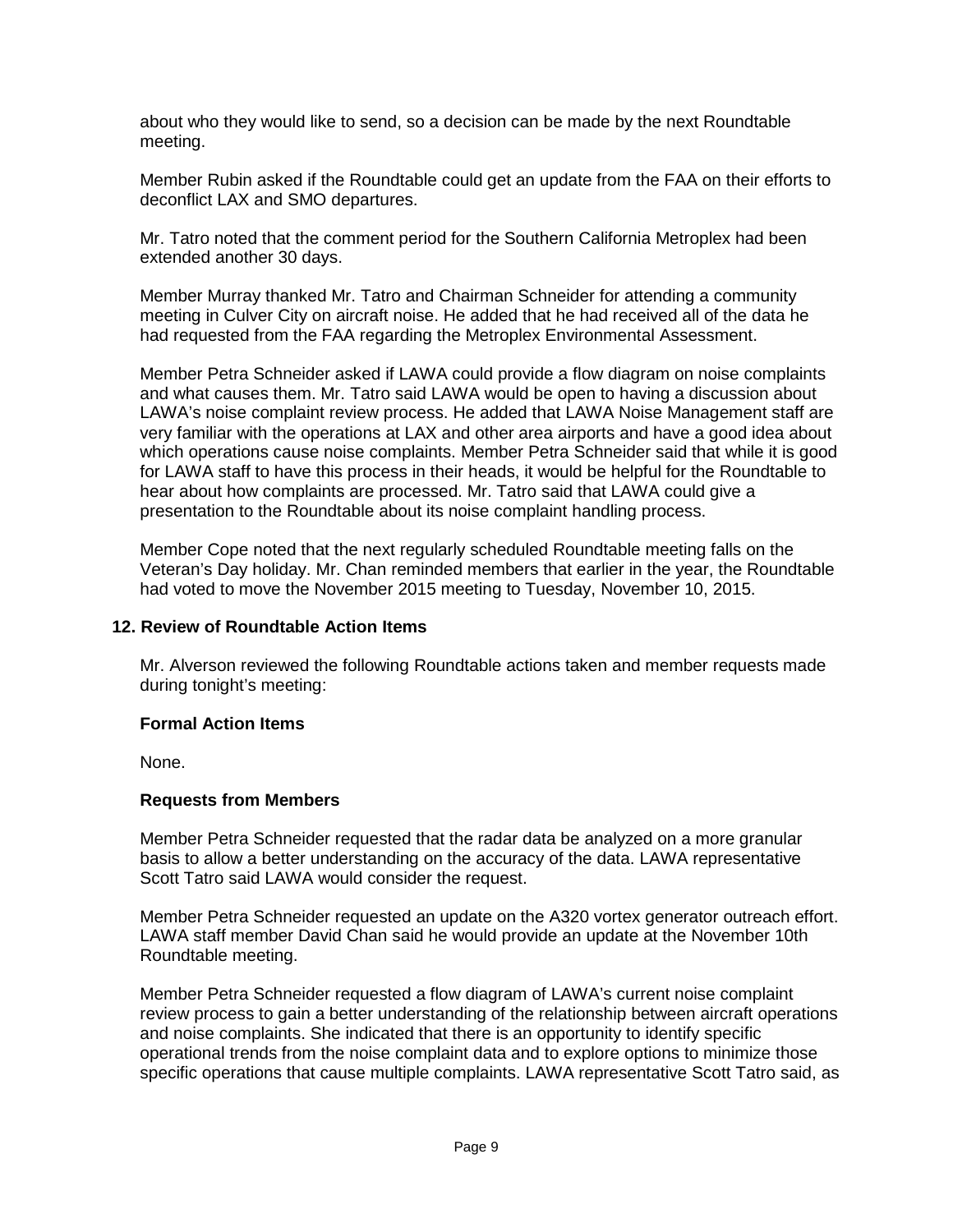about who they would like to send, so a decision can be made by the next Roundtable meeting.

Member Rubin asked if the Roundtable could get an update from the FAA on their efforts to deconflict LAX and SMO departures.

Mr. Tatro noted that the comment period for the Southern California Metroplex had been extended another 30 days.

Member Murray thanked Mr. Tatro and Chairman Schneider for attending a community meeting in Culver City on aircraft noise. He added that he had received all of the data he had requested from the FAA regarding the Metroplex Environmental Assessment.

Member Petra Schneider asked if LAWA could provide a flow diagram on noise complaints and what causes them. Mr. Tatro said LAWA would be open to having a discussion about LAWA's noise complaint review process. He added that LAWA Noise Management staff are very familiar with the operations at LAX and other area airports and have a good idea about which operations cause noise complaints. Member Petra Schneider said that while it is good for LAWA staff to have this process in their heads, it would be helpful for the Roundtable to hear about how complaints are processed. Mr. Tatro said that LAWA could give a presentation to the Roundtable about its noise complaint handling process.

Member Cope noted that the next regularly scheduled Roundtable meeting falls on the Veteran's Day holiday. Mr. Chan reminded members that earlier in the year, the Roundtable had voted to move the November 2015 meeting to Tuesday, November 10, 2015.

## 12. Review of Roundtable Action Items

Mr. Alverson reviewed the following Roundtable actions taken and member requests made during tonight's meeting:

### Formal Action Items

None.

### Requests from Members

Member Petra Schneider requested that the radar data be analyzed on a more granular basis to allow a better understanding on the accuracy of the data. LAWA representative Scott Tatro said LAWA would consider the request.

Member Petra Schneider requested an update on the A320 vortex generator outreach effort. LAWA staff member David Chan said he would provide an update at the November 10th Roundtable meeting.

Member Petra Schneider requested a flow diagram of LAWA's current noise complaint review process to gain a better understanding of the relationship between aircraft operations and noise complaints. She indicated that there is an opportunity to identify specific operational trends from the noise complaint data and to explore options to minimize those specific operations that cause multiple complaints. LAWA representative Scott Tatro said, as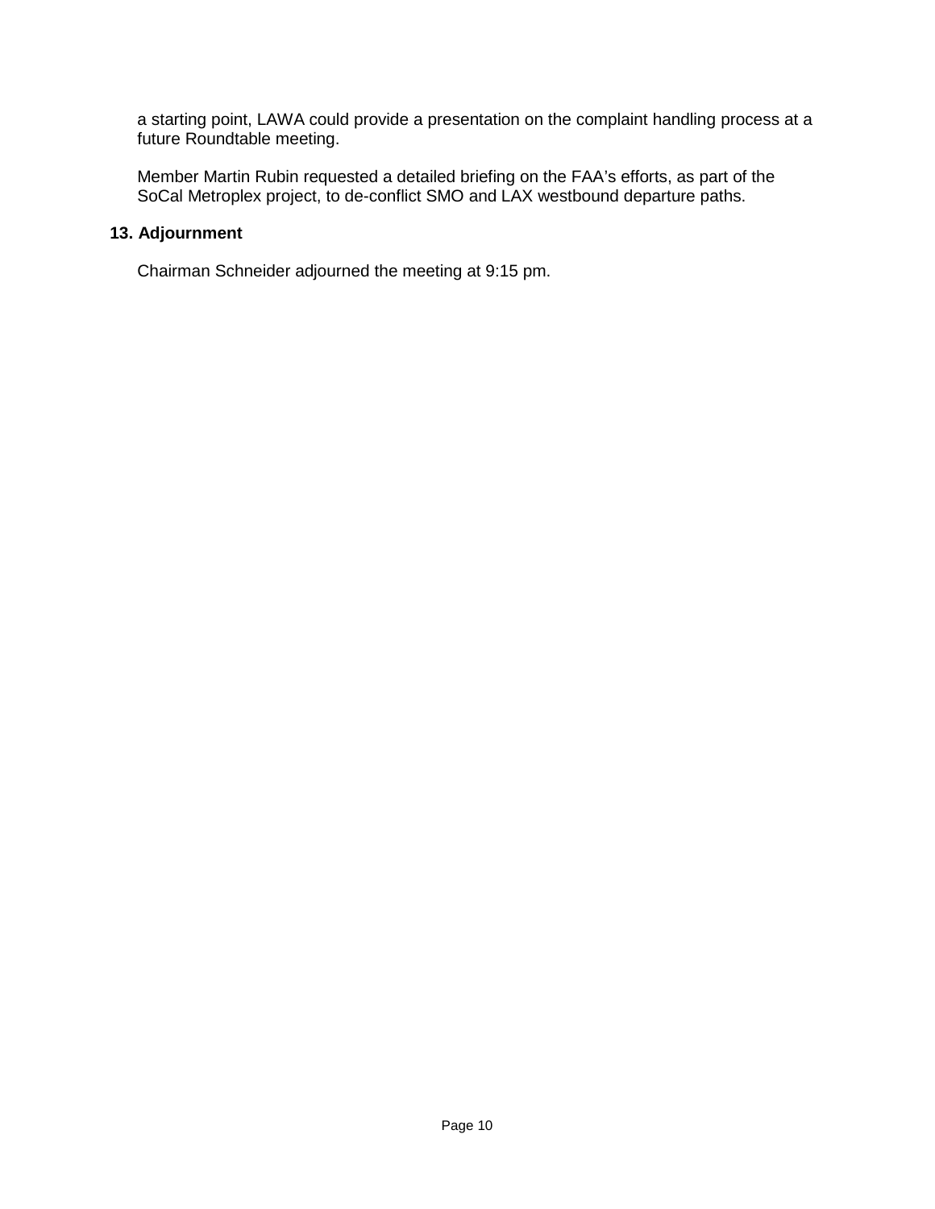a starting point, LAWA could provide a presentation on the complaint handling process at a future Roundtable meeting.

Member Martin Rubin requested a detailed briefing on the FAA's efforts, as part of the SoCal Metroplex project, to de-conflict SMO and LAX westbound departure paths.

**13. Adjournment**

Chairman Schneider adjourned the meeting at 9:15 pm.